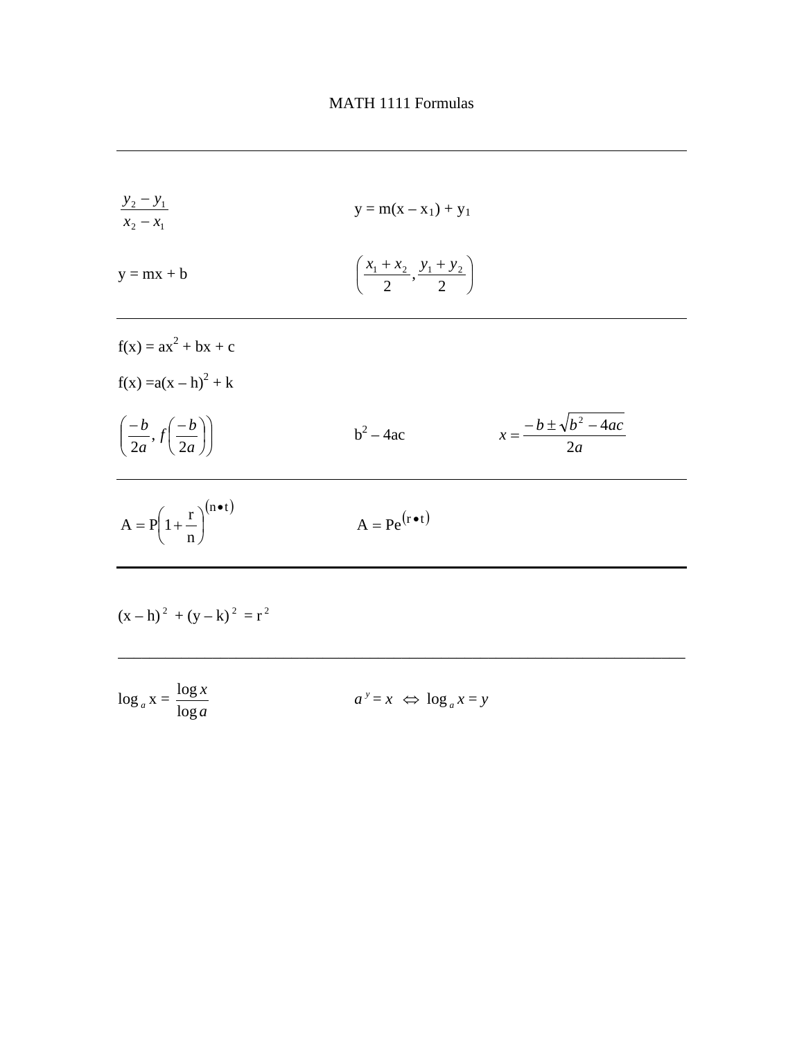# MATH 1111 Formulas

---

$$\frac{y_2 - y_1}{x_2 - x_1}$$

$$y = m(x - x_1) + y_1$$

$$y = mx + b$$

$$\left( \frac{x_1 + x_2}{2}, \frac{y_1 + y_2}{2} \right)$$

---

$$f(x) = ax^2 + bx + c$$

$$f(x) = a(x - h)^2 + k$$

$$\left( \frac{-b}{2a}, f\left( \frac{-b}{2a} \right) \right)$$

$$b^2 - 4ac$$

$$x = \frac{-b \pm \sqrt{b^2 - 4ac}}{2a}$$

---

$$A = P\left(1 + \frac{r}{n}\right)^{(n \bullet t)}$$

$$A = Pe^{(r \bullet t)}$$

---

$$(x - h)^2 + (y - k)^2 = r^2$$

---

$$\log_a x = \frac{\log x}{\log a}$$

$$a^y = x \iff \log_a x = y$$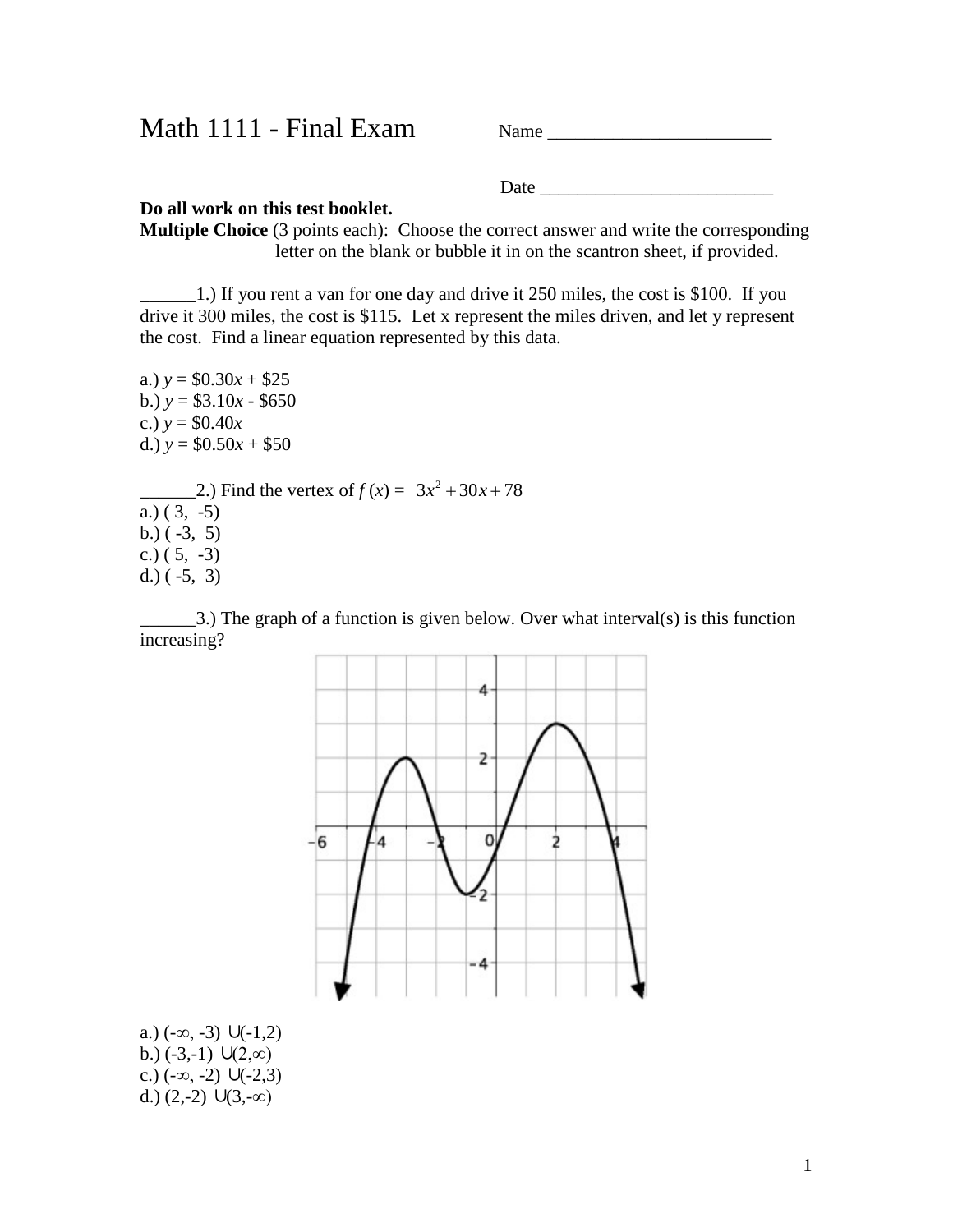# Math 1111 - Final Exam

Name ________________________

Date __________________________

**Do all work on this test booklet.**

**Multiple Choice** (3 points each): Choose the correct answer and write the corresponding letter on the blank or bubble it in on the scantron sheet, if provided.

______1.) If you rent a van for one day and drive it 250 miles, the cost is \$100. If you drive it 300 miles, the cost is \$115. Let x represent the miles driven, and let y represent the cost. Find a linear equation represented by this data.

a.) $y = \$0.30x + \$25$
b.) $y = \$3.10x - \$650$
c.) $y = \$0.40x$
d.) $y = \$0.50x + \$50$

______2.) Find the vertex of $f(x) = 3x^2 + 30x + 78$
a.) ( 3, -5)
b.) ( -3, 5)
c.) ( 5, -3)
d.) ( -5, 3)

______3.) The graph of a function is given below. Over what interval(s) is this function increasing?

a.) $(-\infty, -3) \cup (-1,2)$
b.) $(-3,-1) \cup (2,\infty)$
c.) $(-\infty, -2) \cup (-2,3)$
d.) $(2,-2) \cup (3,-\infty)$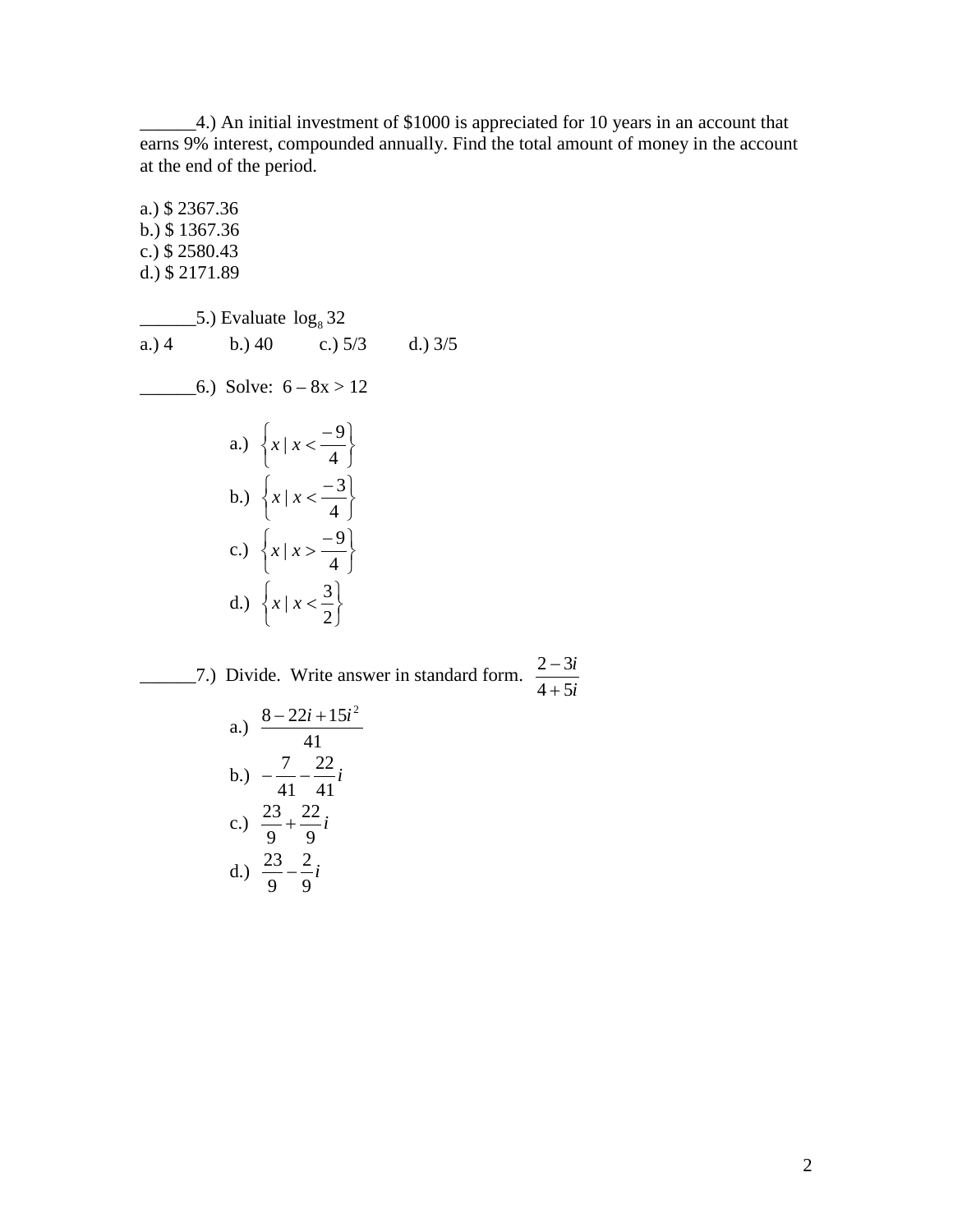______4.) An initial investment of $1000 is appreciated for 10 years in an account that earns 9% interest, compounded annually. Find the total amount of money in the account at the end of the period.

a.) $ 2367.36
b.) $ 1367.36
c.) $ 2580.43
d.) $ 2171.89

______5.) Evaluate $\log_8 32$

a.) 4 b.) 40 c.) 5/3 d.) 3/5

______6.) Solve: $6 - 8x > 12$

a.) $\left\{ x \mid x < \frac{-9}{4} \right\}$

b.) $\left\{ x \mid x < \frac{-3}{4} \right\}$

c.) $\left\{ x \mid x > \frac{-9}{4} \right\}$

d.) $\left\{ x \mid x < \frac{3}{2} \right\}$

______7.) Divide. Write answer in standard form. $\frac{2-3i}{4+5i}$

a.) $\frac{8-22i+15i^2}{41}$

b.) $-\frac{7}{41} - \frac{22}{41}i$

c.) $\frac{23}{9} + \frac{22}{9}i$

d.) $\frac{23}{9} - \frac{2}{9}i$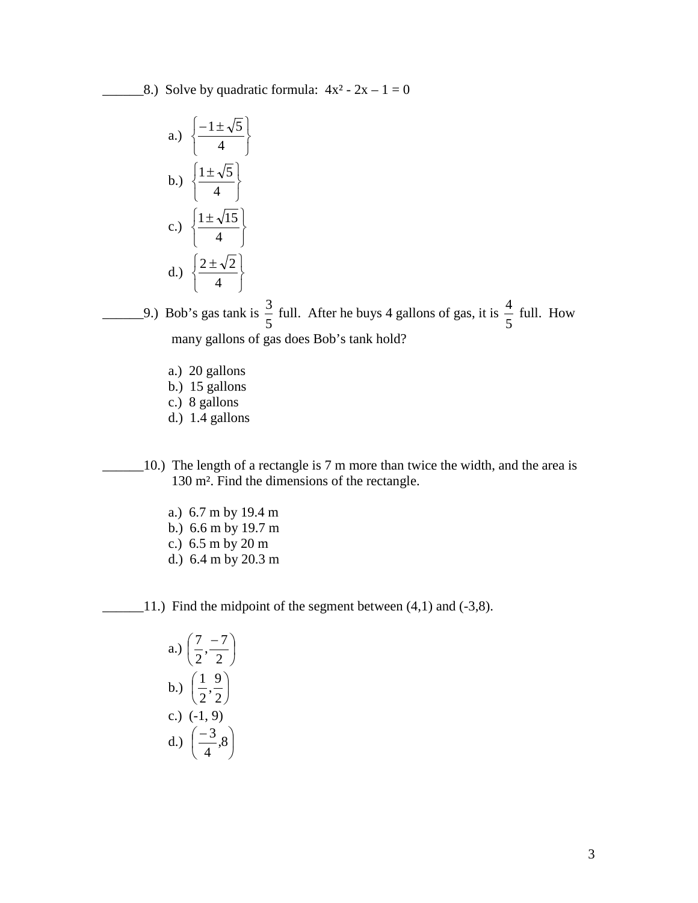______8.) Solve by quadratic formula: $4x^2 - 2x - 1 = 0$

a.) $\left\{\frac{-1 \pm \sqrt{5}}{4}\right\}$

b.) $\left\{\frac{1 \pm \sqrt{5}}{4}\right\}$

c.) $\left\{\frac{1 \pm \sqrt{15}}{4}\right\}$

d.) $\left\{\frac{2 \pm \sqrt{2}}{4}\right\}$

______9.) Bob's gas tank is $\frac{3}{5}$ full. After he buys 4 gallons of gas, it is $\frac{4}{5}$ full. How many gallons of gas does Bob's tank hold?

a.) 20 gallons
b.) 15 gallons
c.) 8 gallons
d.) 1.4 gallons

______10.) The length of a rectangle is 7 m more than twice the width, and the area is 130 m². Find the dimensions of the rectangle.

a.) 6.7 m by 19.4 m
b.) 6.6 m by 19.7 m
c.) 6.5 m by 20 m
d.) 6.4 m by 20.3 m

______11.) Find the midpoint of the segment between (4,1) and (-3,8).

a.) $\left(\frac{7}{2}, \frac{-7}{2}\right)$

b.) $\left(\frac{1}{2}, \frac{9}{2}\right)$

c.) (-1, 9)

d.) $\left(\frac{-3}{4}, 8\right)$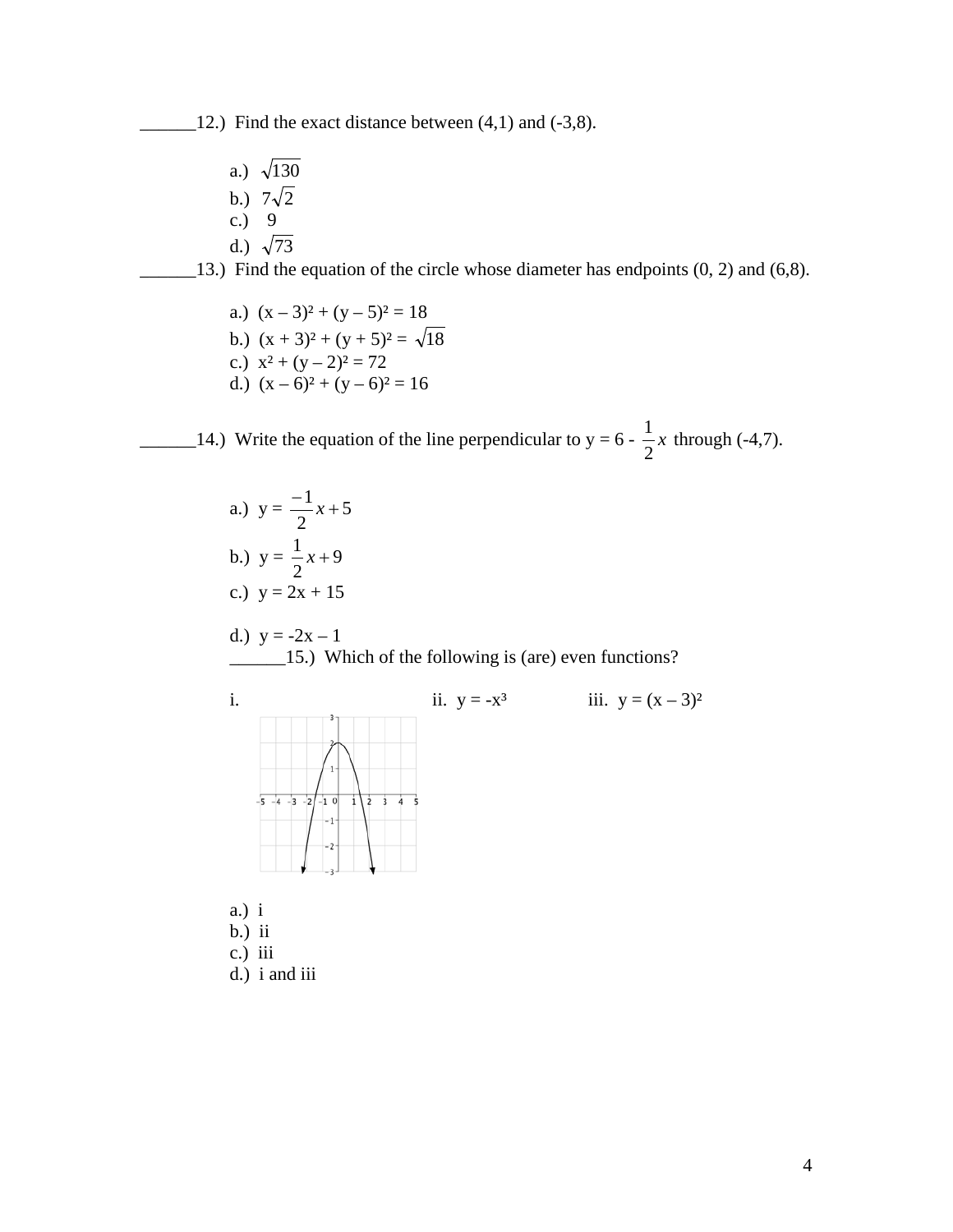______12.)  Find the exact distance between (4,1) and (-3,8).

a.)  $\sqrt{130}$
b.)  $7\sqrt{2}$
c.)  9
d.)  $\sqrt{73}$

______13.)  Find the equation of the circle whose diameter has endpoints (0, 2) and (6,8).

a.)  $(x - 3)^2 + (y - 5)^2 = 18$
b.)  $(x + 3)^2 + (y + 5)^2 = \sqrt{18}$
c.)  $x^2 + (y - 2)^2 = 72$
d.)  $(x - 6)^2 + (y - 6)^2 = 16$

______14.)  Write the equation of the line perpendicular to $y = 6 - \frac{1}{2}x$ through (-4,7).

a.)  $y = \frac{-1}{2}x + 5$
b.)  $y = \frac{1}{2}x + 9$
c.)  $y = 2x + 15$
d.)  $y = -2x - 1$

______15.)  Which of the following is (are) even functions?

i.  ii.  $y = -x^3$  iii.  $y = (x - 3)^2$

a.)  i
b.)  ii
c.)  iii
d.)  i and iii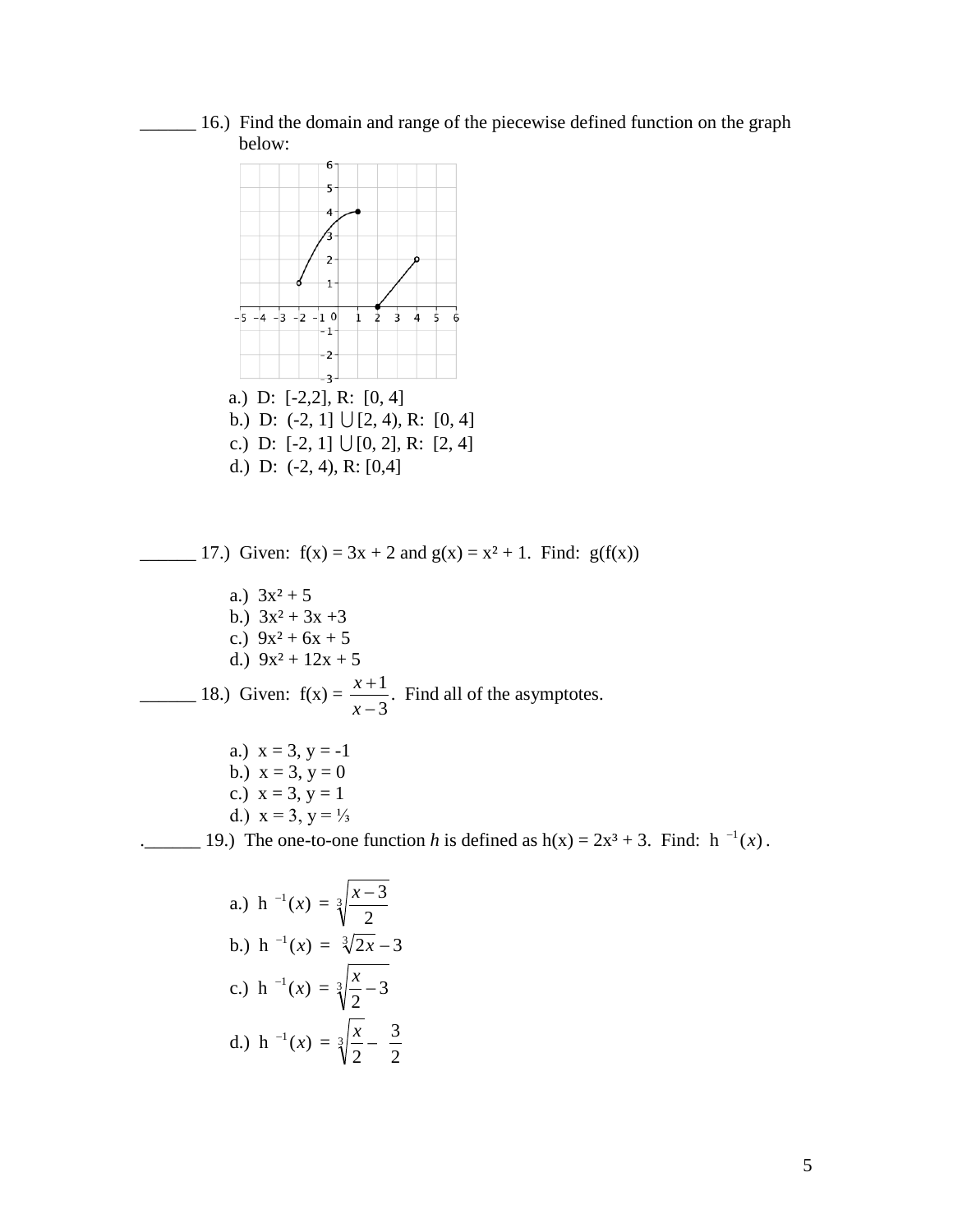______ 16.) Find the domain and range of the piecewise defined function on the graph below:

a.) D: [-2,2], R: [0, 4]
b.) D: (-2, 1] $\cup$ [2, 4), R: [0, 4]
c.) D: [-2, 1] $\cup$ [0, 2], R: [2, 4]
d.) D: (-2, 4), R: [0,4]

______ 17.) Given: $f(x) = 3x + 2$ and $g(x) = x^2 + 1$. Find: $g(f(x))$

a.) $3x^2 + 5$
b.) $3x^2 + 3x + 3$
c.) $9x^2 + 6x + 5$
d.) $9x^2 + 12x + 5$

______ 18.) Given: $f(x) = \dfrac{x+1}{x-3}$. Find all of the asymptotes.

a.) $x = 3$, $y = -1$
b.) $x = 3$, $y = 0$
c.) $x = 3$, $y = 1$
d.) $x = 3$, $y = \frac{1}{3}$

.______ 19.) The one-to-one function *h* is defined as $h(x) = 2x^3 + 3$. Find: $h^{-1}(x)$.

a.) $h^{-1}(x) = \sqrt[3]{\dfrac{x-3}{2}}$
b.) $h^{-1}(x) = \sqrt[3]{2x} - 3$
c.) $h^{-1}(x) = \sqrt[3]{\dfrac{x}{2} - 3}$
d.) $h^{-1}(x) = \sqrt[3]{\dfrac{x}{2}} - \dfrac{3}{2}$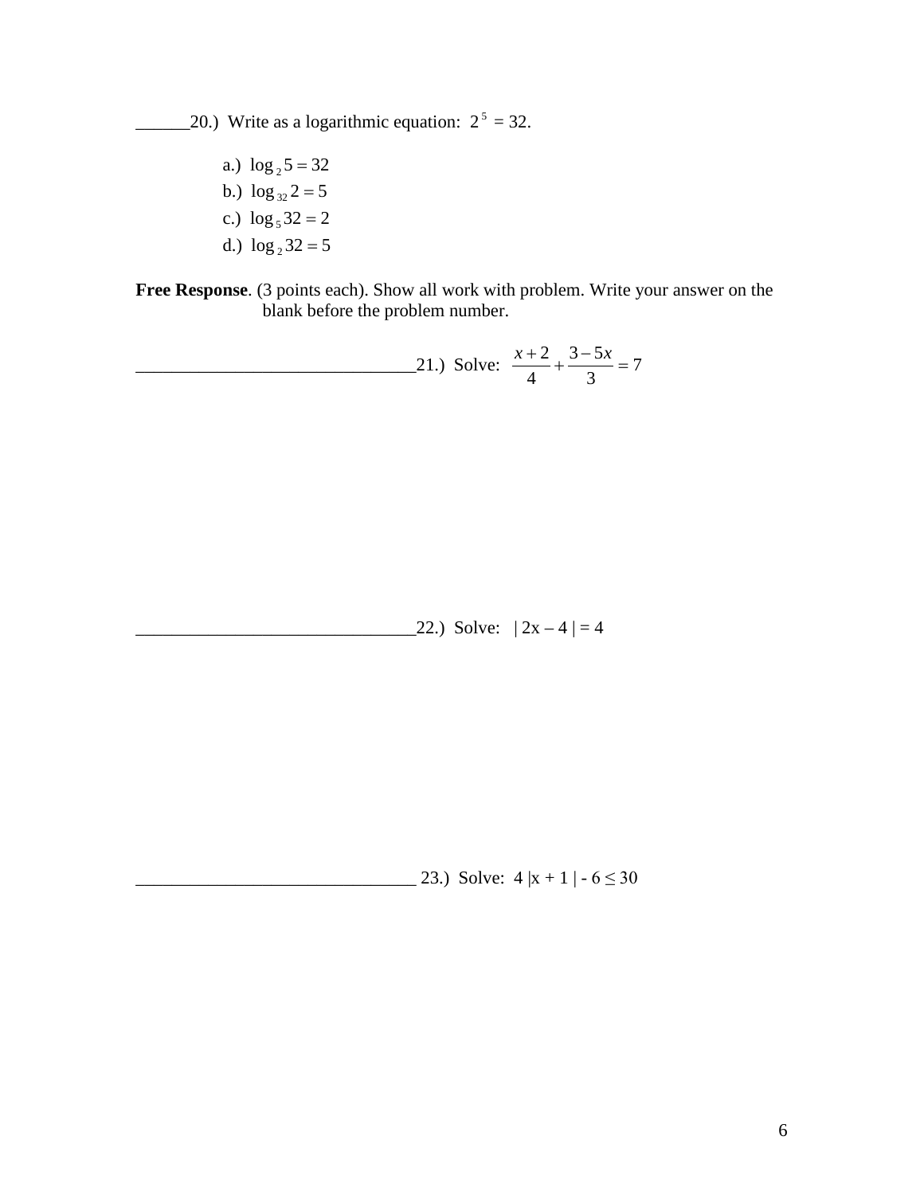______20.) Write as a logarithmic equation: $2^5 = 32$.

a.) $\log_2 5 = 32$
b.) $\log_{32} 2 = 5$
c.) $\log_5 32 = 2$
d.) $\log_2 32 = 5$

**Free Response**. (3 points each). Show all work with problem. Write your answer on the blank before the problem number.

_______________________________21.) Solve: $\dfrac{x+2}{4} + \dfrac{3-5x}{3} = 7$

_______________________________22.) Solve: $|2x - 4| = 4$

_______________________________ 23.) Solve: $4|x + 1| - 6 \leq 30$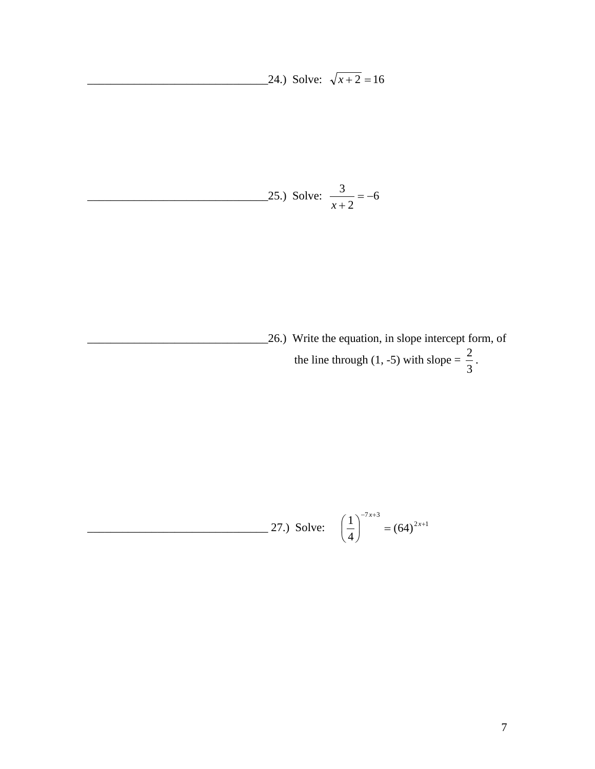_______________________________24.) Solve: $\sqrt{x+2} = 16$

_______________________________25.) Solve: $\dfrac{3}{x+2} = -6$

_______________________________26.) Write the equation, in slope intercept form, of the line through (1, -5) with slope = $\dfrac{2}{3}$.

_______________________________ 27.) Solve: $\left(\dfrac{1}{4}\right)^{-7x+3} = (64)^{2x+1}$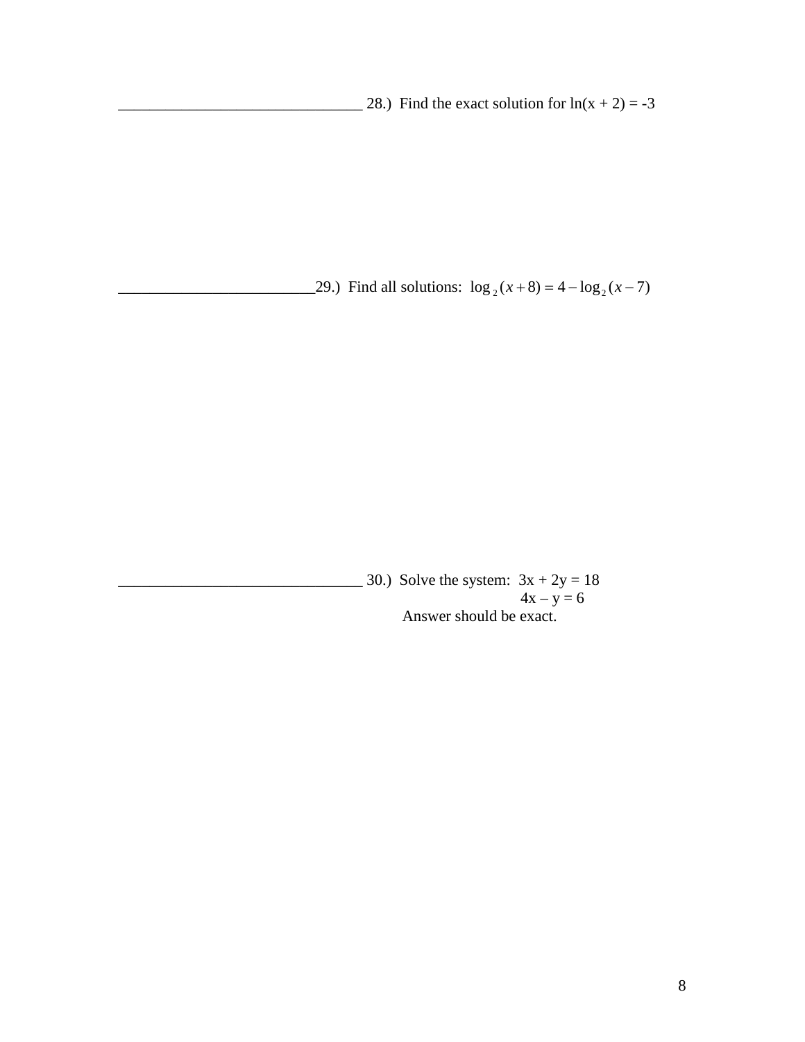________________________________ 28.) Find the exact solution for $\ln(x + 2) = -3$

_________________________29.) Find all solutions: $\log_2(x+8) = 4 - \log_2(x-7)$

________________________________ 30.) Solve the system:

$$3x + 2y = 18$$
$$4x - y = 6$$

Answer should be exact.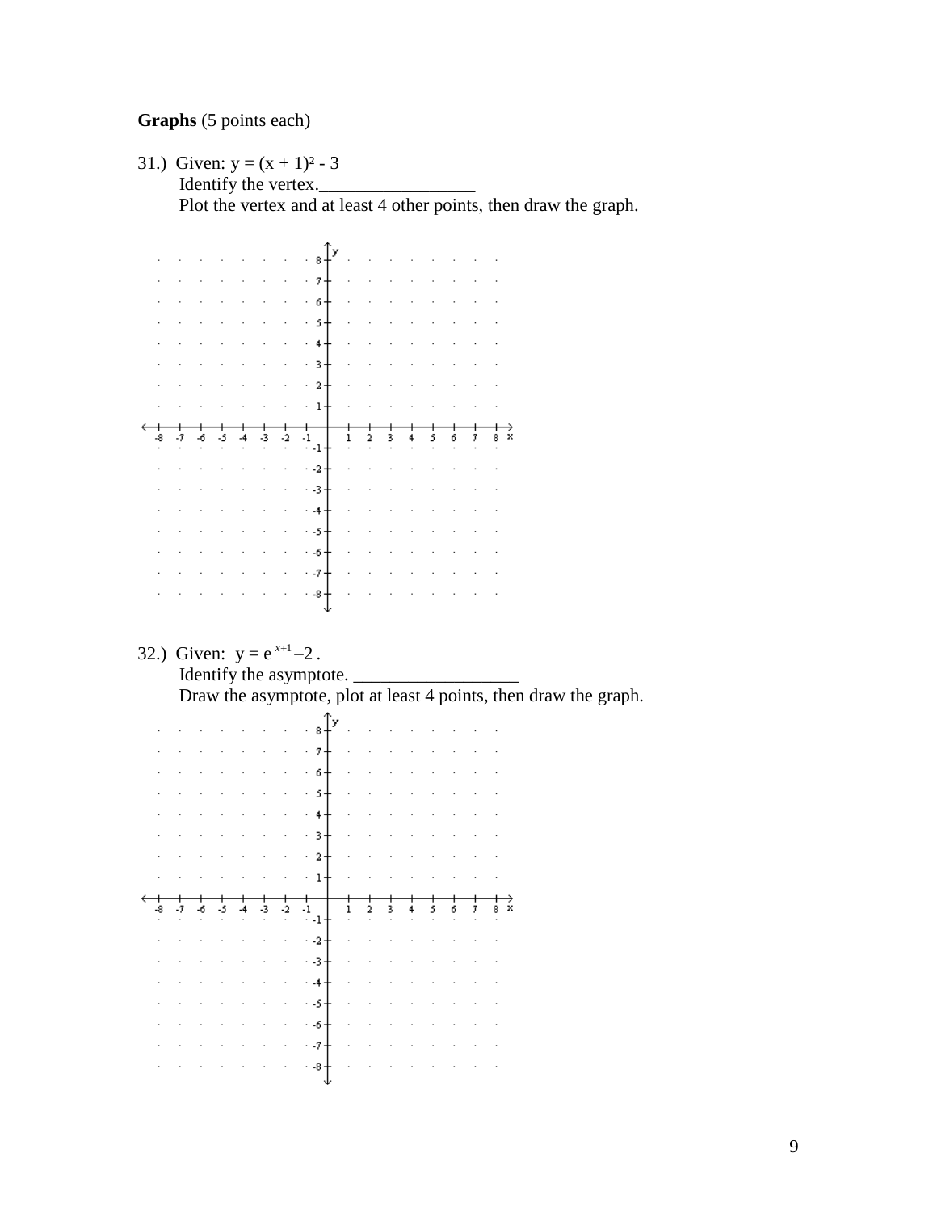**Graphs** (5 points each)

31.) Given: $y = (x + 1)^2 - 3$

Identify the vertex.\_\_\_\_\_\_\_\_\_\_\_\_\_\_\_\_\_

Plot the vertex and at least 4 other points, then draw the graph.

32.) Given: $y = e^{x+1} - 2$ .

Identify the asymptote. \_\_\_\_\_\_\_\_\_\_\_\_\_\_\_\_\_\_

Draw the asymptote, plot at least 4 points, then draw the graph.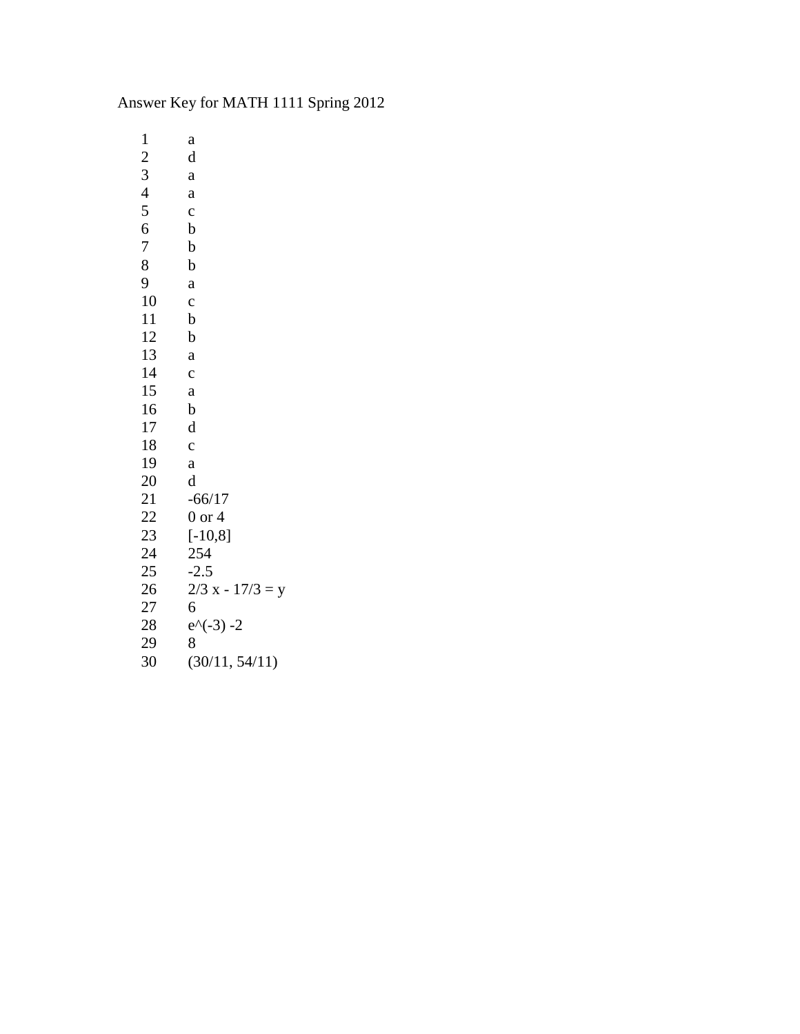Answer Key for MATH 1111 Spring 2012

| | |
|---|---|
| 1 | a |
| 2 | d |
| 3 | a |
| 4 | a |
| 5 | c |
| 6 | b |
| 7 | b |
| 8 | b |
| 9 | a |
| 10 | c |
| 11 | b |
| 12 | b |
| 13 | a |
| 14 | c |
| 15 | a |
| 16 | b |
| 17 | d |
| 18 | c |
| 19 | a |
| 20 | d |
| 21 | $-66/17$ |
| 22 | 0 or 4 |
| 23 | $[-10,8]$ |
| 24 | 254 |
| 25 | $-2.5$ |
| 26 | $2/3\,x - 17/3 = y$ |
| 27 | 6 |
| 28 | $e^{(-3)} - 2$ |
| 29 | 8 |
| 30 | $(30/11, 54/11)$ |